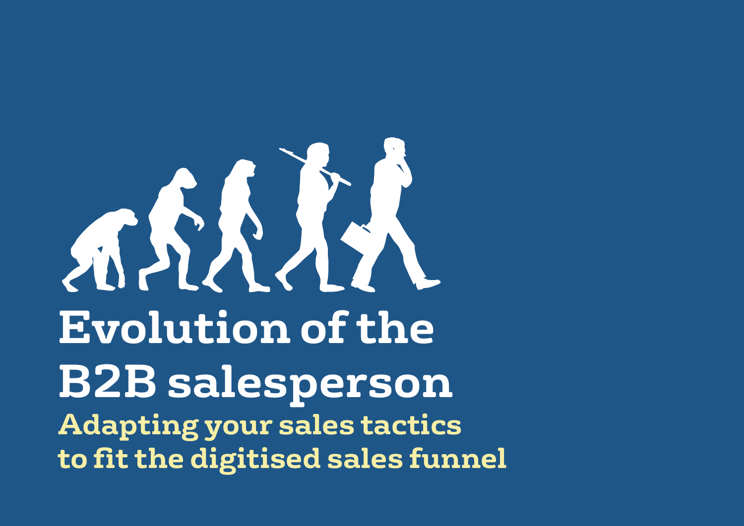# Evolution of the B2B salesperson

## Adapting your sales tactics to fit the digitised sales funnel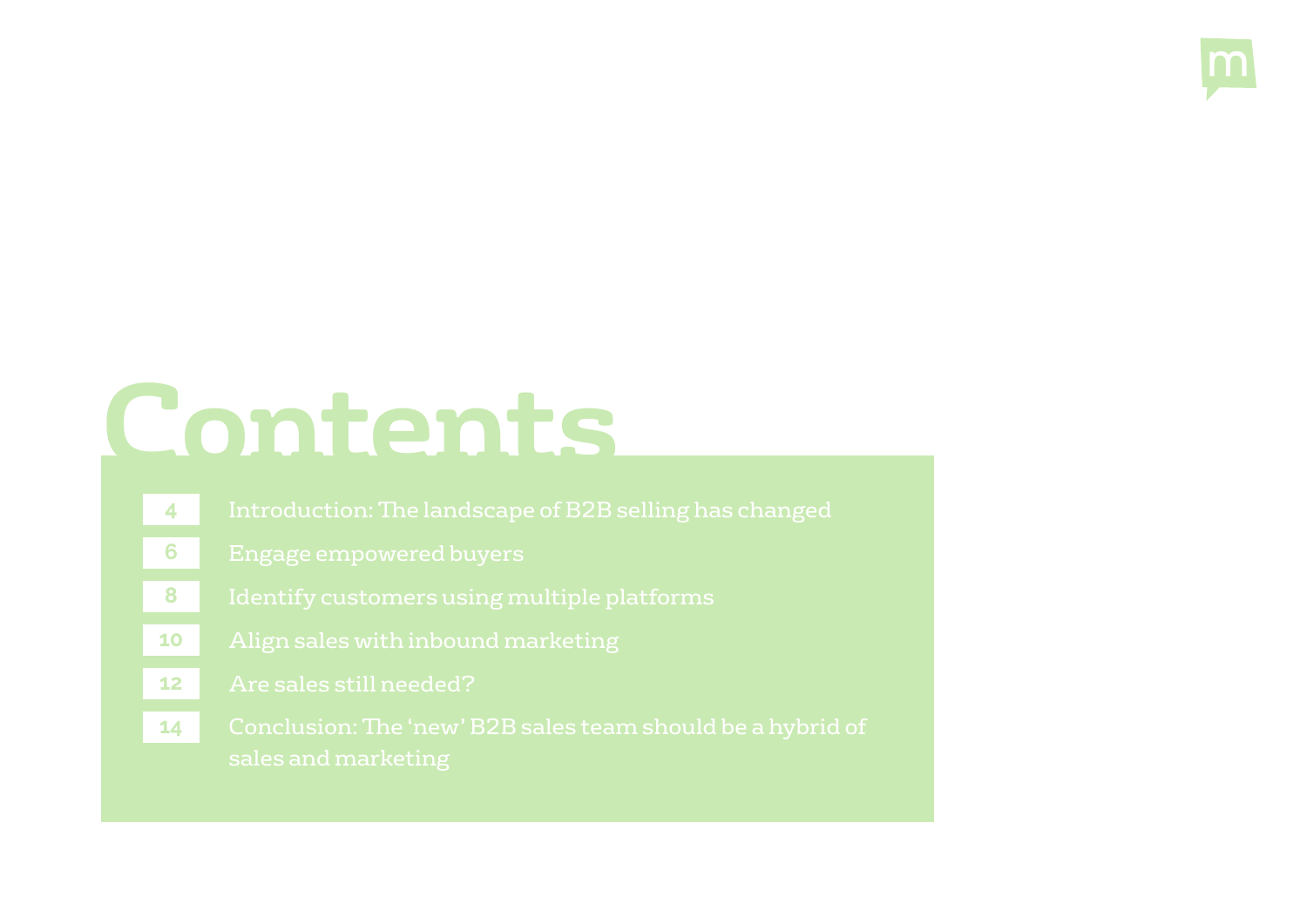# Contents

| | |
|---|---|
| 4 | Introduction: The landscape of B2B selling has changed |
| 6 | Engage empowered buyers |
| 8 | Identify customers using multiple platforms |
| 10 | Align sales with inbound marketing |
| 12 | Are sales still needed? |
| 14 | Conclusion: The 'new' B2B sales team should be a hybrid of sales and marketing |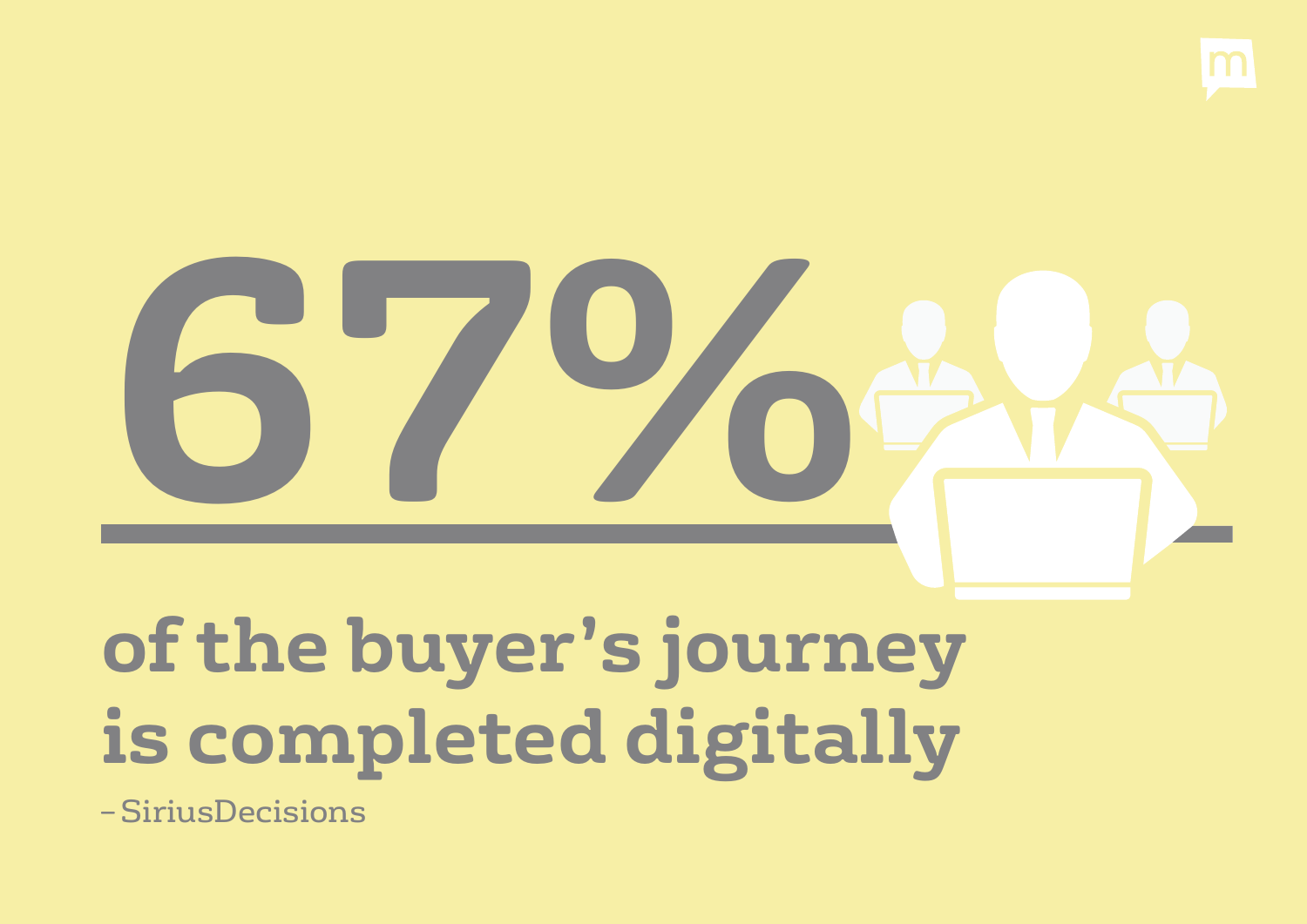# 67%

## of the buyer's journey is completed digitally

– SiriusDecisions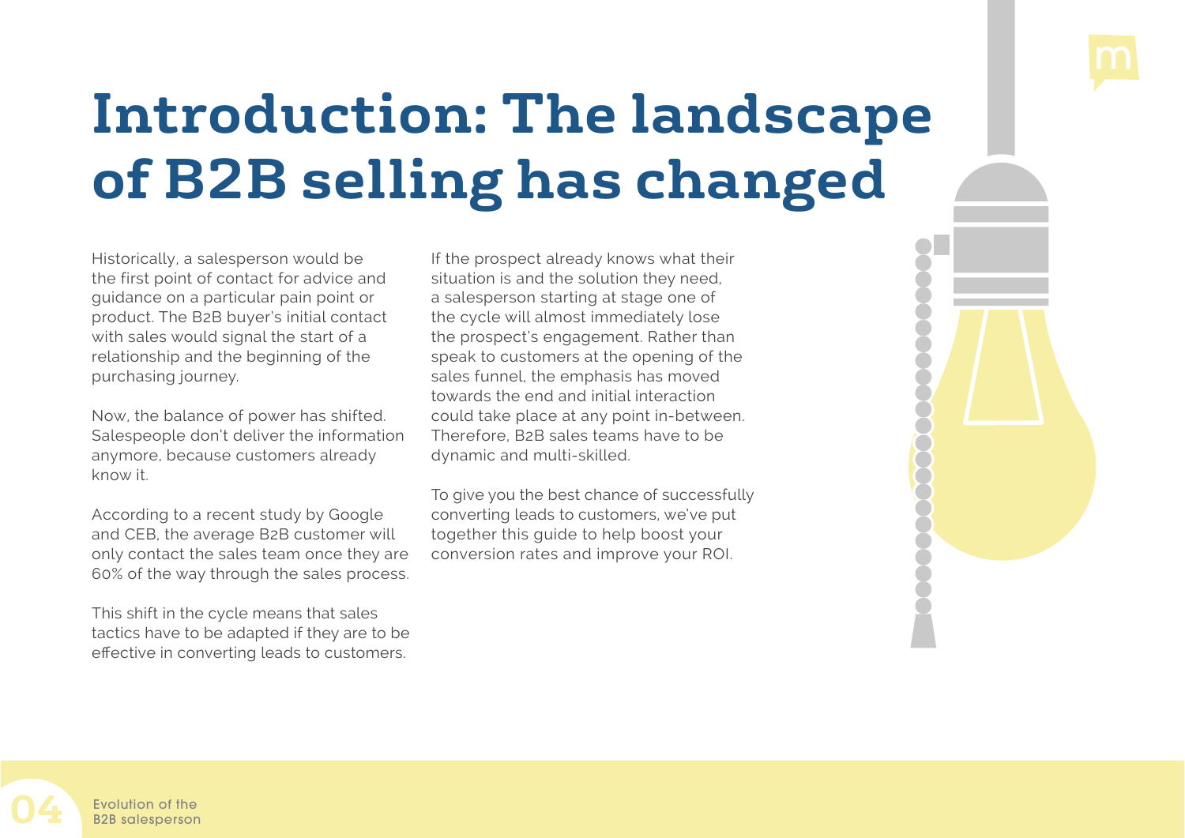# Introduction: The landscape of B2B selling has changed

Historically, a salesperson would be the first point of contact for advice and guidance on a particular pain point or product. The B2B buyer's initial contact with sales would signal the start of a relationship and the beginning of the purchasing journey.

Now, the balance of power has shifted. Salespeople don't deliver the information anymore, because customers already know it.

According to a recent study by Google and CEB, the average B2B customer will only contact the sales team once they are 60% of the way through the sales process.

This shift in the cycle means that sales tactics have to be adapted if they are to be effective in converting leads to customers.

If the prospect already knows what their situation is and the solution they need, a salesperson starting at stage one of the cycle will almost immediately lose the prospect's engagement. Rather than speak to customers at the opening of the sales funnel, the emphasis has moved towards the end and initial interaction could take place at any point in-between. Therefore, B2B sales teams have to be dynamic and multi-skilled.

To give you the best chance of successfully converting leads to customers, we've put together this guide to help boost your conversion rates and improve your ROI.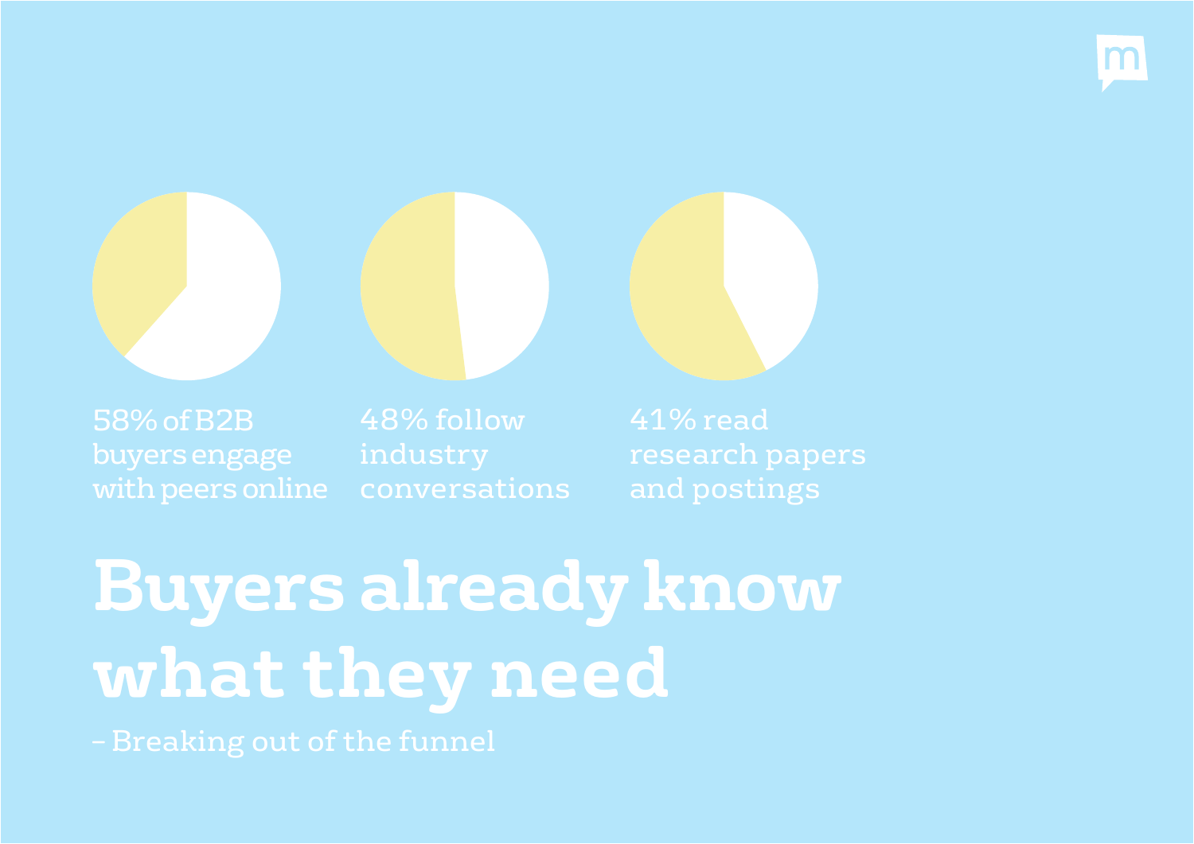58% of B2B buyers engage with peers online

48% follow industry conversations

41% read research papers and postings

# Buyers already know what they need

– Breaking out of the funnel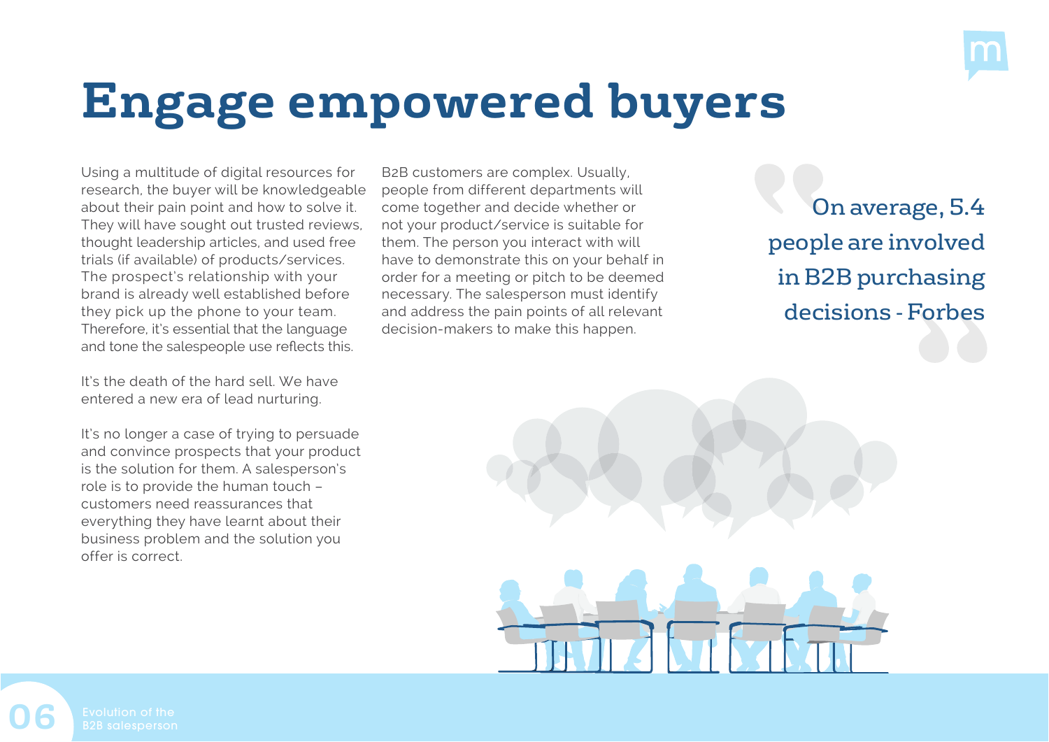# Engage empowered buyers

Using a multitude of digital resources for research, the buyer will be knowledgeable about their pain point and how to solve it. They will have sought out trusted reviews, thought leadership articles, and used free trials (if available) of products/services. The prospect's relationship with your brand is already well established before they pick up the phone to your team. Therefore, it's essential that the language and tone the salespeople use reflects this.

It's the death of the hard sell. We have entered a new era of lead nurturing.

It's no longer a case of trying to persuade and convince prospects that your product is the solution for them. A salesperson's role is to provide the human touch – customers need reassurances that everything they have learnt about their business problem and the solution you offer is correct.

B2B customers are complex. Usually, people from different departments will come together and decide whether or not your product/service is suitable for them. The person you interact with will have to demonstrate this on your behalf in order for a meeting or pitch to be deemed necessary. The salesperson must identify and address the pain points of all relevant decision-makers to make this happen.

> On average, 5.4 people are involved in B2B purchasing decisions - Forbes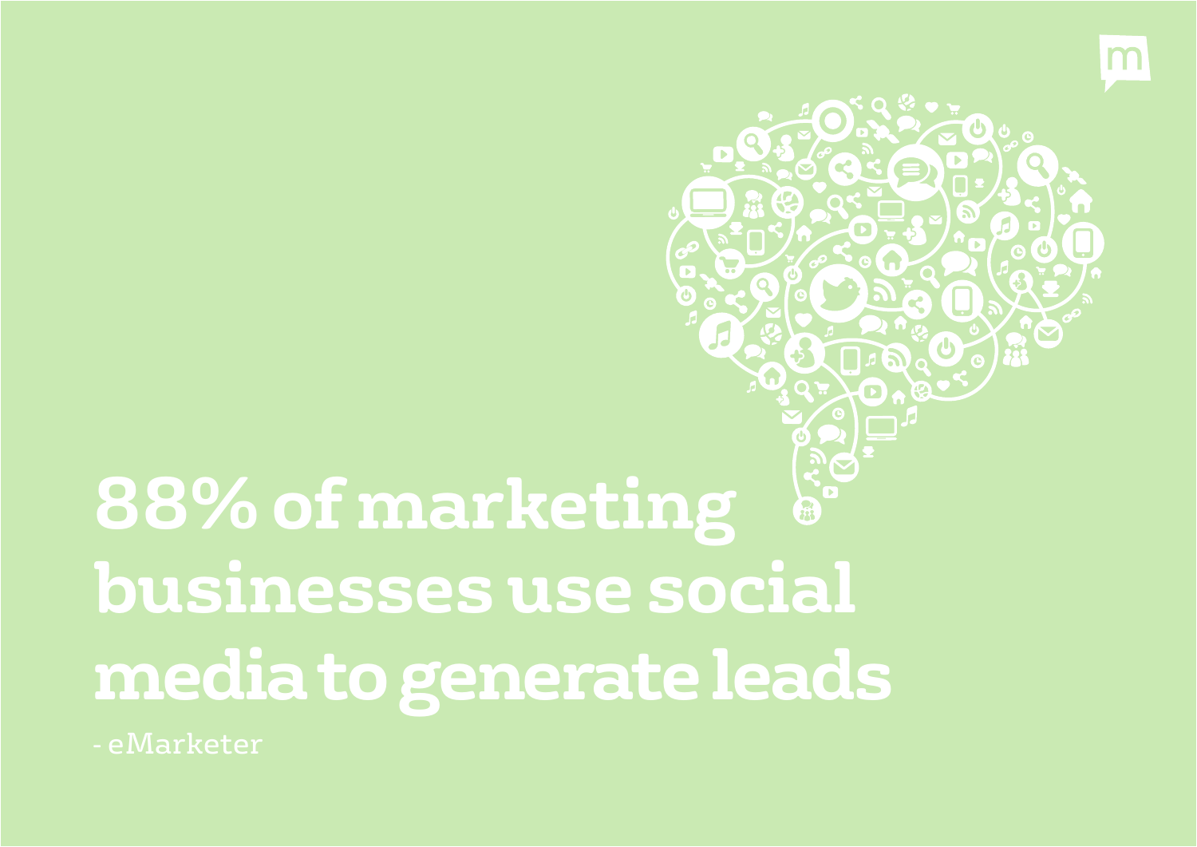# 88% of marketing businesses use social media to generate leads

- eMarketer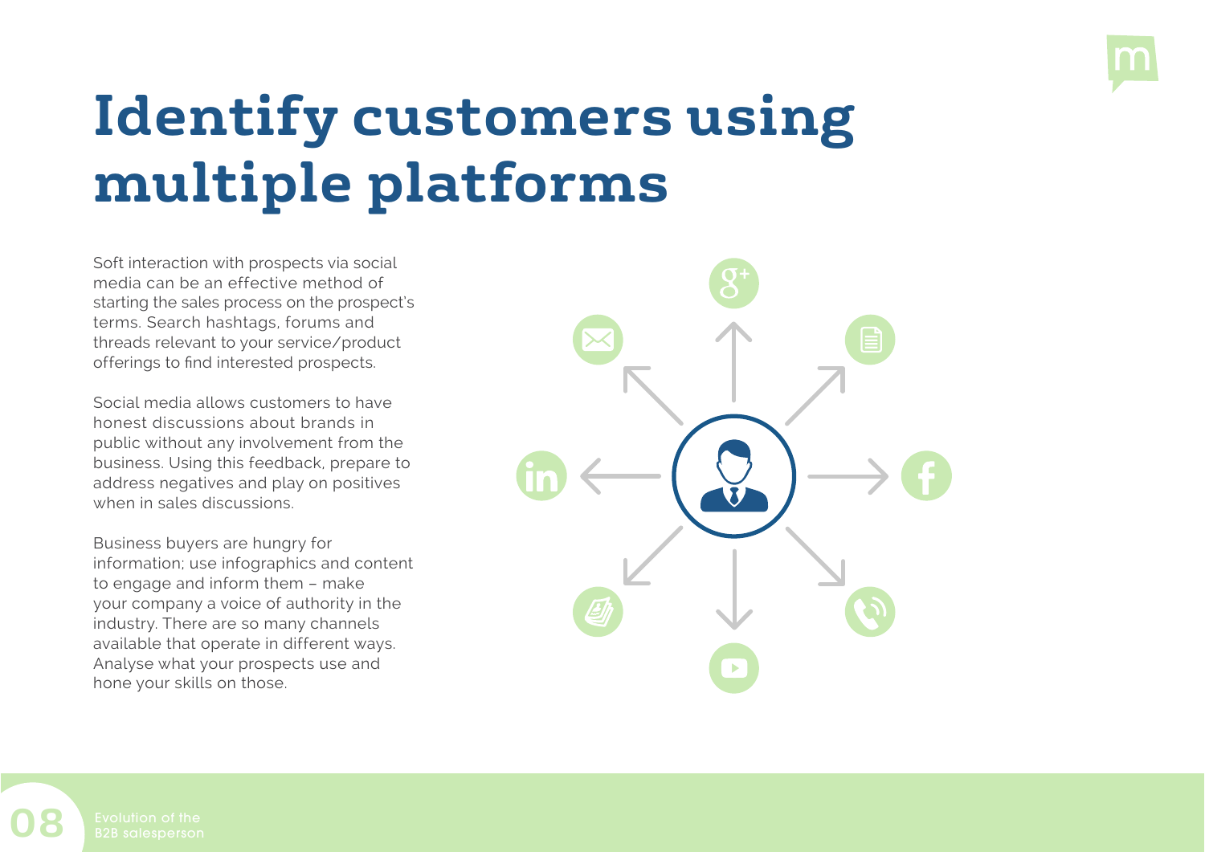# Identify customers using multiple platforms

Soft interaction with prospects via social media can be an effective method of starting the sales process on the prospect's terms. Search hashtags, forums and threads relevant to your service/product offerings to find interested prospects.

Social media allows customers to have honest discussions about brands in public without any involvement from the business. Using this feedback, prepare to address negatives and play on positives when in sales discussions.

Business buyers are hungry for information; use infographics and content to engage and inform them – make your company a voice of authority in the industry. There are so many channels available that operate in different ways. Analyse what your prospects use and hone your skills on those.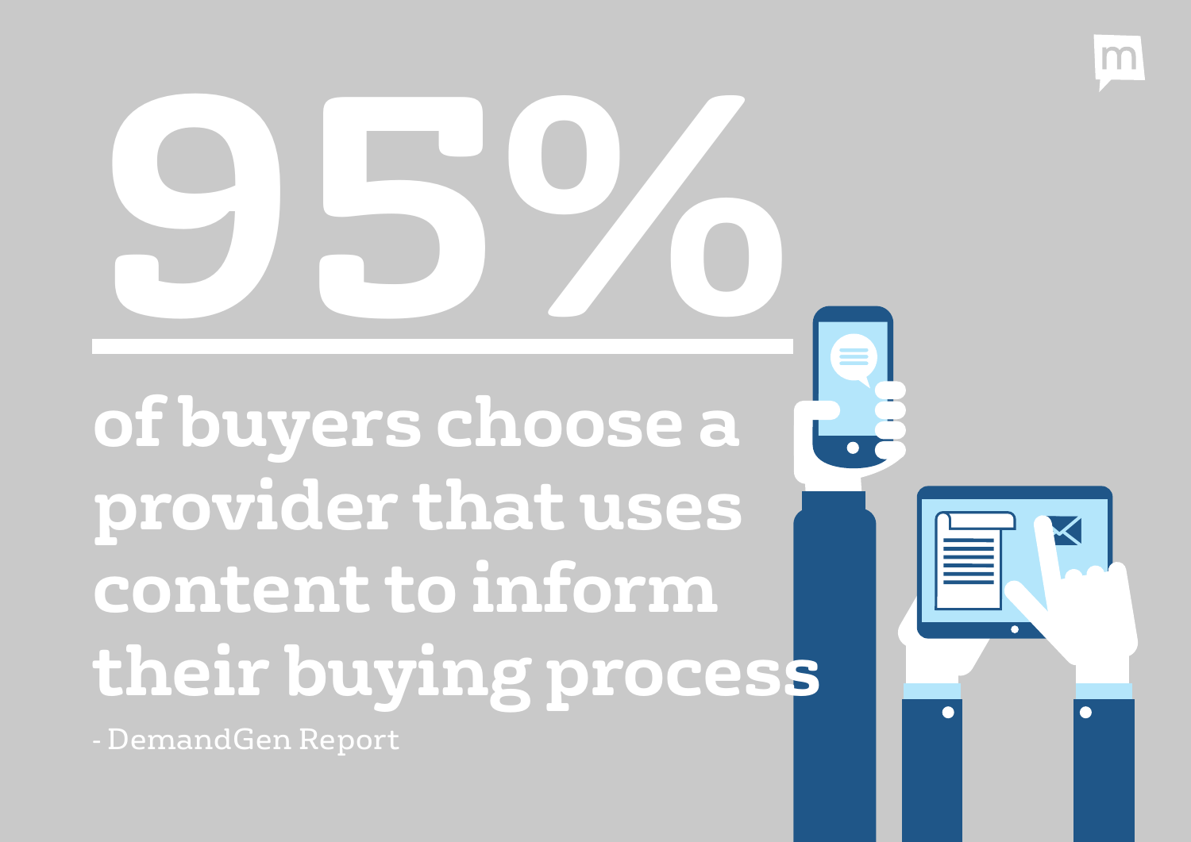# 95%

**of buyers choose a provider that uses content to inform their buying process**

- DemandGen Report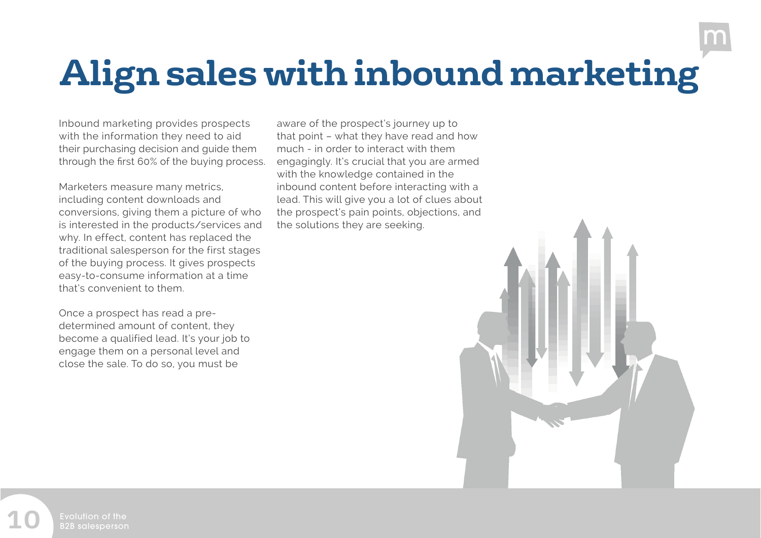# Align sales with inbound marketing

Inbound marketing provides prospects with the information they need to aid their purchasing decision and guide them through the first 60% of the buying process.

Marketers measure many metrics, including content downloads and conversions, giving them a picture of who is interested in the products/services and why. In effect, content has replaced the traditional salesperson for the first stages of the buying process. It gives prospects easy-to-consume information at a time that's convenient to them.

Once a prospect has read a pre-determined amount of content, they become a qualified lead. It's your job to engage them on a personal level and close the sale. To do so, you must be aware of the prospect's journey up to that point – what they have read and how much - in order to interact with them engagingly. It's crucial that you are armed with the knowledge contained in the inbound content before interacting with a lead. This will give you a lot of clues about the prospect's pain points, objections, and the solutions they are seeking.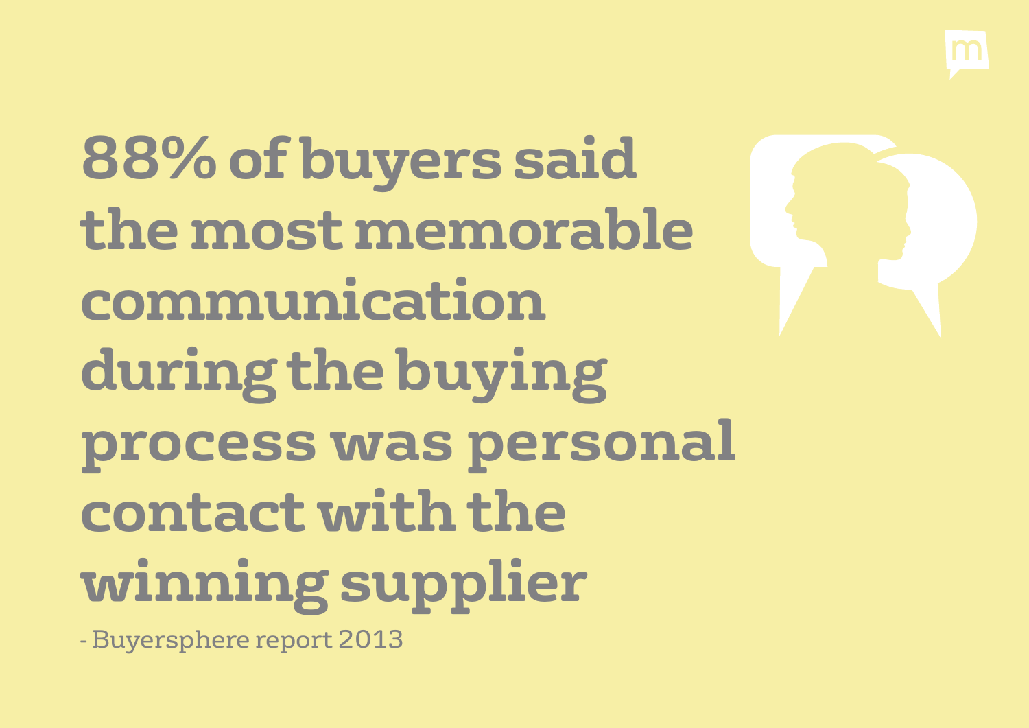# 88% of buyers said the most memorable communication during the buying process was personal contact with the winning supplier

- Buyersphere report 2013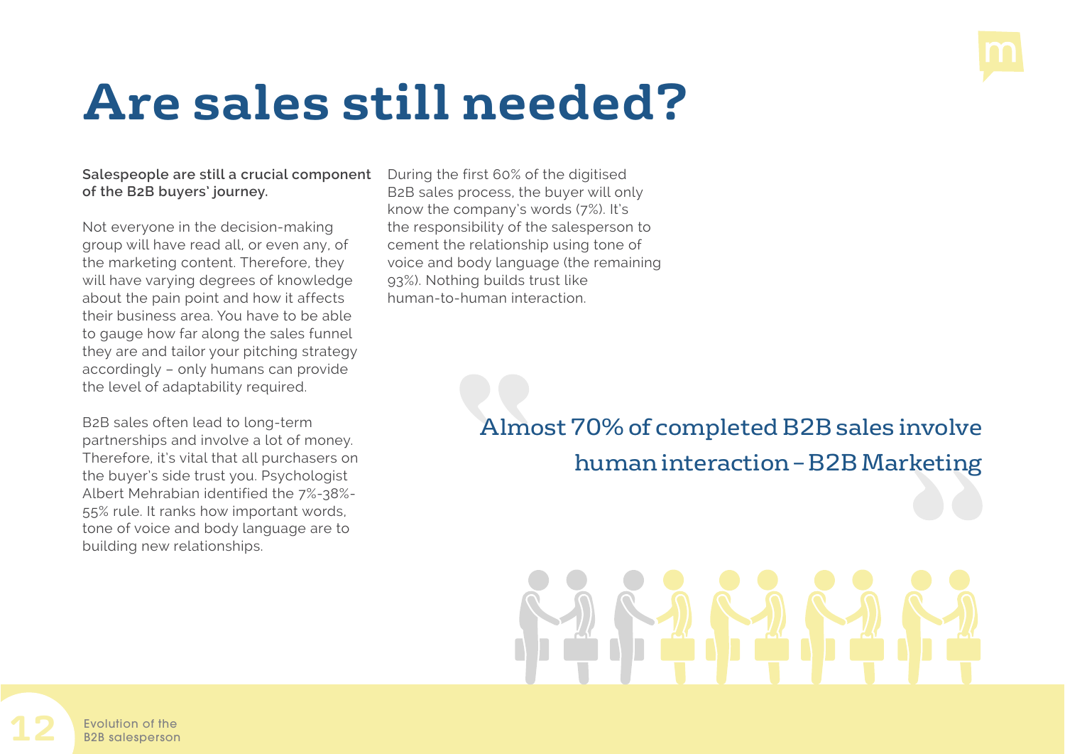# Are sales still needed?

**Salespeople are still a crucial component of the B2B buyers' journey.**

Not everyone in the decision-making group will have read all, or even any, of the marketing content. Therefore, they will have varying degrees of knowledge about the pain point and how it affects their business area. You have to be able to gauge how far along the sales funnel they are and tailor your pitching strategy accordingly – only humans can provide the level of adaptability required.

B2B sales often lead to long-term partnerships and involve a lot of money. Therefore, it's vital that all purchasers on the buyer's side trust you. Psychologist Albert Mehrabian identified the 7%-38%-55% rule. It ranks how important words, tone of voice and body language are to building new relationships.

During the first 60% of the digitised B2B sales process, the buyer will only know the company's words (7%). It's the responsibility of the salesperson to cement the relationship using tone of voice and body language (the remaining 93%). Nothing builds trust like human-to-human interaction.

> Almost 70% of completed B2B sales involve human interaction – B2B Marketing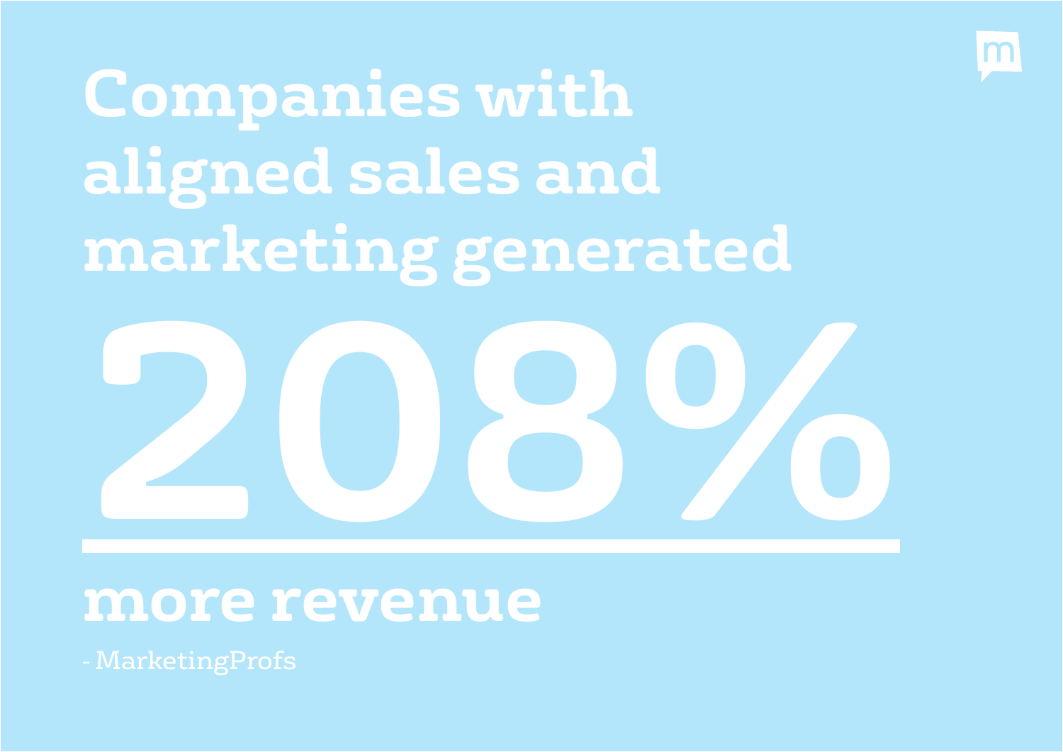# Companies with aligned sales and marketing generated

# 208%

**more revenue**

- MarketingProfs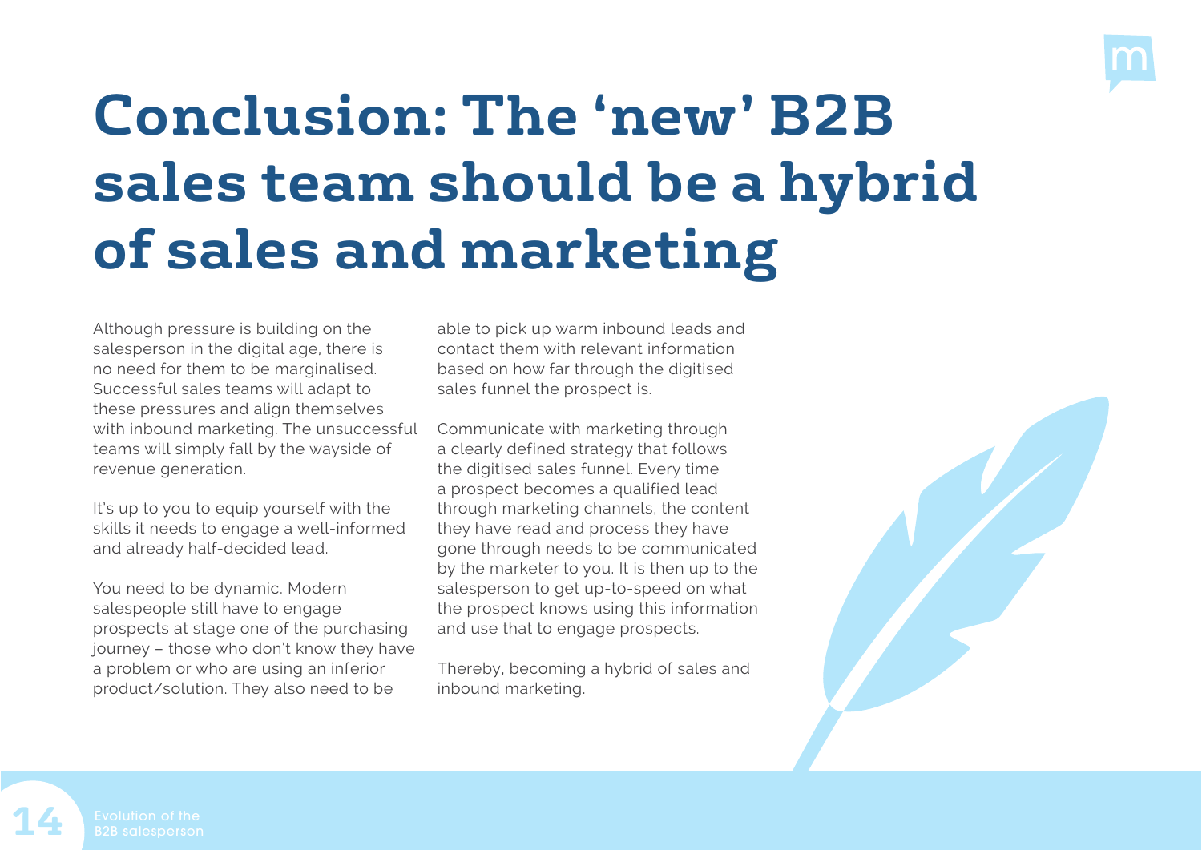# Conclusion: The 'new' B2B sales team should be a hybrid of sales and marketing

Although pressure is building on the salesperson in the digital age, there is no need for them to be marginalised. Successful sales teams will adapt to these pressures and align themselves with inbound marketing. The unsuccessful teams will simply fall by the wayside of revenue generation.

It's up to you to equip yourself with the skills it needs to engage a well-informed and already half-decided lead.

You need to be dynamic. Modern salespeople still have to engage prospects at stage one of the purchasing journey – those who don't know they have a problem or who are using an inferior product/solution. They also need to be able to pick up warm inbound leads and contact them with relevant information based on how far through the digitised sales funnel the prospect is.

Communicate with marketing through a clearly defined strategy that follows the digitised sales funnel. Every time a prospect becomes a qualified lead through marketing channels, the content they have read and process they have gone through needs to be communicated by the marketer to you. It is then up to the salesperson to get up-to-speed on what the prospect knows using this information and use that to engage prospects.

Thereby, becoming a hybrid of sales and inbound marketing.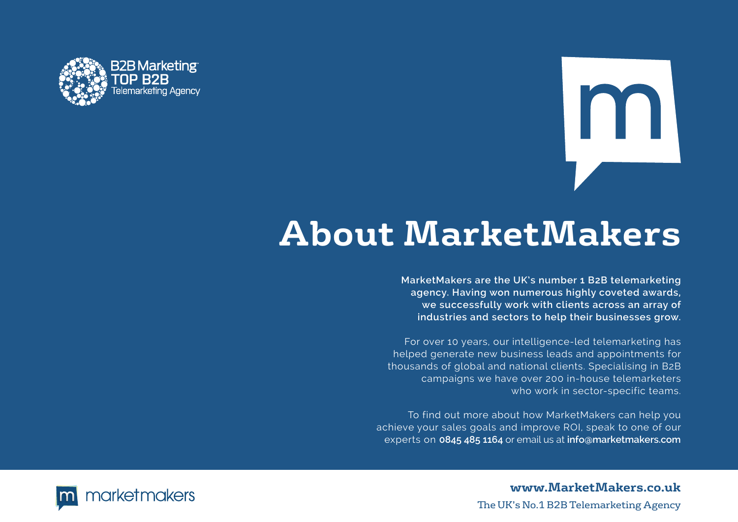B2B Marketing
TOP B2B
Telemarketing Agency

# About MarketMakers

**MarketMakers are the UK's number 1 B2B telemarketing agency. Having won numerous highly coveted awards, we successfully work with clients across an array of industries and sectors to help their businesses grow.**

For over 10 years, our intelligence-led telemarketing has helped generate new business leads and appointments for thousands of global and national clients. Specialising in B2B campaigns we have over 200 in-house telemarketers who work in sector-specific teams.

To find out more about how MarketMakers can help you achieve your sales goals and improve ROI, speak to one of our experts on **0845 485 1164** or email us at **info@marketmakers.com**

marketmakers

**www.MarketMakers.co.uk**

The UK's No.1 B2B Telemarketing Agency